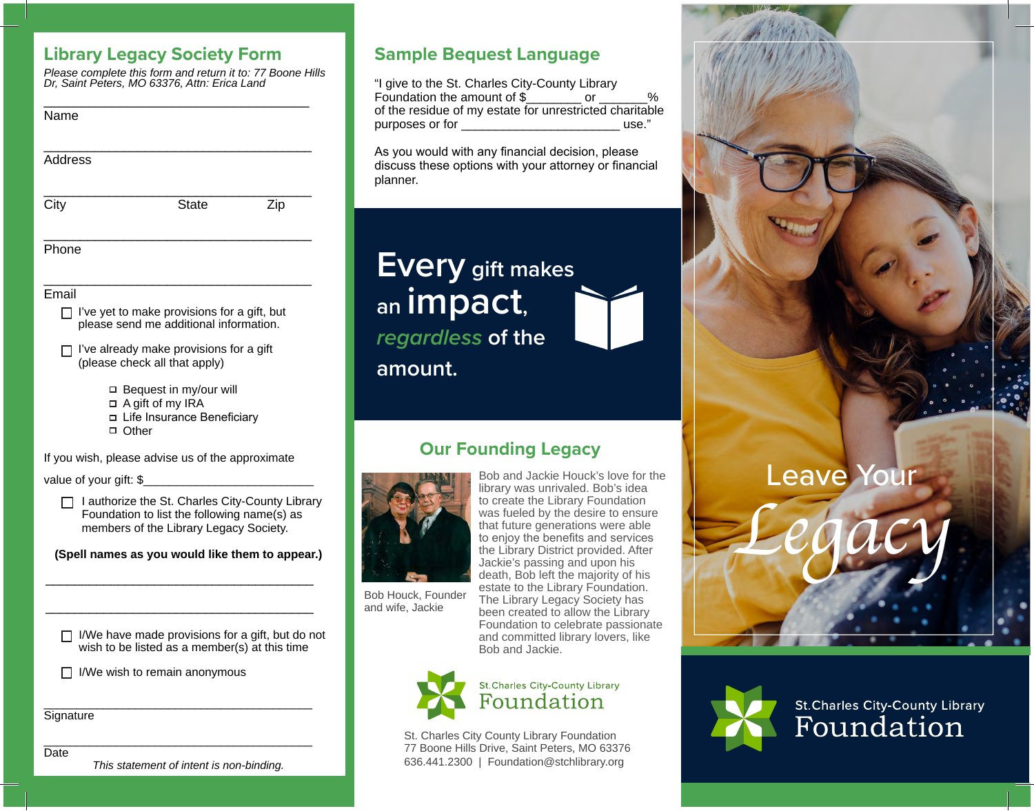## Library Legacy Society Form

*Please complete this form and return it to: 77 Boone Hills Dr, Saint Peters, MO 63376, Attn: Erica Land*

\_\_\_\_\_\_\_\_\_\_\_\_\_\_\_\_\_\_\_\_\_\_\_\_\_\_\_\_\_\_\_\_\_\_\_\_\_\_
Name

\_\_\_\_\_\_\_\_\_\_\_\_\_\_\_\_\_\_\_\_\_\_\_\_\_\_\_\_\_\_\_\_\_\_\_\_\_\_
Address

\_\_\_\_\_\_\_\_\_\_\_\_\_\_\_\_\_\_\_\_\_\_\_\_\_\_\_\_\_\_\_\_\_\_\_\_\_\_
City State Zip

\_\_\_\_\_\_\_\_\_\_\_\_\_\_\_\_\_\_\_\_\_\_\_\_\_\_\_\_\_\_\_\_\_\_\_\_\_\_
Phone

\_\_\_\_\_\_\_\_\_\_\_\_\_\_\_\_\_\_\_\_\_\_\_\_\_\_\_\_\_\_\_\_\_\_\_\_\_\_
Email

- ☐ I've yet to make provisions for a gift, but please send me additional information.
- ☐ I've already make provisions for a gift (please check all that apply)
  - ☐ Bequest in my/our will
  - ☐ A gift of my IRA
  - ☐ Life Insurance Beneficiary
  - ☐ Other

If you wish, please advise us of the approximate value of your gift: $\_\_\_\_\_\_\_\_\_\_\_\_\_\_\_\_\_\_\_\_\_\_\_\_

- ☐ I authorize the St. Charles City-County Library Foundation to list the following name(s) as members of the Library Legacy Society.

**(Spell names as you would like them to appear.)**

\_\_\_\_\_\_\_\_\_\_\_\_\_\_\_\_\_\_\_\_\_\_\_\_\_\_\_\_\_\_\_\_\_\_\_\_\_\_

\_\_\_\_\_\_\_\_\_\_\_\_\_\_\_\_\_\_\_\_\_\_\_\_\_\_\_\_\_\_\_\_\_\_\_\_\_\_

- ☐ I/We have made provisions for a gift, but do not wish to be listed as a member(s) at this time
- ☐ I/We wish to remain anonymous

\_\_\_\_\_\_\_\_\_\_\_\_\_\_\_\_\_\_\_\_\_\_\_\_\_\_\_\_\_\_\_\_\_\_\_\_\_\_
Signature

\_\_\_\_\_\_\_\_\_\_\_\_\_\_\_\_\_\_\_\_\_\_\_\_\_\_\_\_\_\_\_\_\_\_\_\_\_\_
Date

*This statement of intent is non-binding.*

## Sample Bequest Language

"I give to the St. Charles City-County Library Foundation the amount of $\_\_\_\_\_\_\_\_ or \_\_\_\_\_\_\_% of the residue of my estate for unrestricted charitable purposes or for \_\_\_\_\_\_\_\_\_\_\_\_\_\_\_\_\_\_\_\_\_\_\_ use."

As you would with any financial decision, please discuss these options with your attorney or financial planner.

**Every gift makes an impact, *regardless* of the amount.**

## Our Founding Legacy

Bob Houck, Founder and wife, Jackie

Bob and Jackie Houck's love for the library was unrivaled. Bob's idea to create the Library Foundation was fueled by the desire to ensure that future generations were able to enjoy the benefits and services the Library District provided. After Jackie's passing and upon his death, Bob left the majority of his estate to the Library Foundation. The Library Legacy Society has been created to allow the Library Foundation to celebrate passionate and committed library lovers, like Bob and Jackie.

St.Charles City-County Library Foundation

St. Charles City County Library Foundation
77 Boone Hills Drive, Saint Peters, MO 63376
636.441.2300 | Foundation@stchlibrary.org

# Leave Your *Legacy*

St.Charles City-County Library Foundation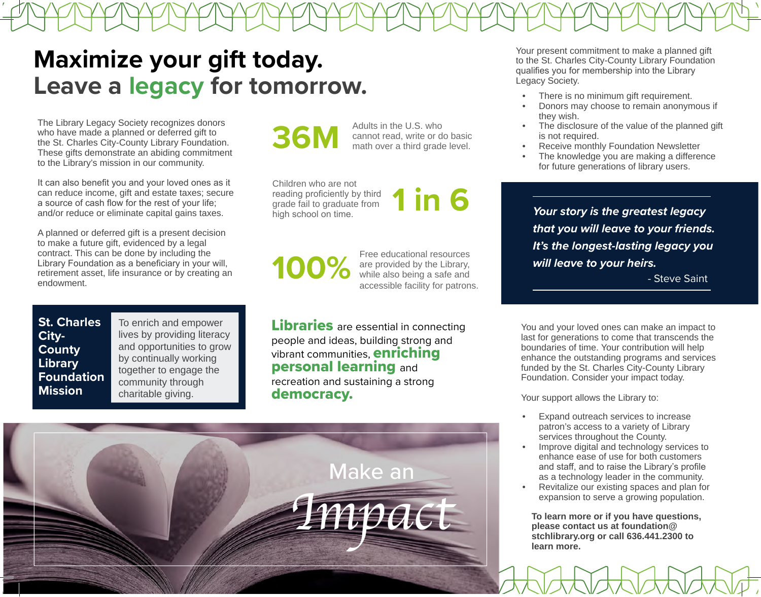# Maximize your gift today.
# Leave a legacy for tomorrow.

The Library Legacy Society recognizes donors who have made a planned or deferred gift to the St. Charles City-County Library Foundation. These gifts demonstrate an abiding commitment to the Library's mission in our community.

It can also benefit you and your loved ones as it can reduce income, gift and estate taxes; secure a source of cash flow for the rest of your life; and/or reduce or eliminate capital gains taxes.

A planned or deferred gift is a present decision to make a future gift, evidenced by a legal contract. This can be done by including the Library Foundation as a beneficiary in your will, retirement asset, life insurance or by creating an endowment.

**St. Charles City-County Library Foundation Mission**

To enrich and empower lives by providing literacy and opportunities to grow by continually working together to engage the community through charitable giving.

**36M** Adults in the U.S. who cannot read, write or do basic math over a third grade level.

**1 in 6** Children who are not reading proficiently by third grade fail to graduate from high school on time.

**100%** Free educational resources are provided by the Library, while also being a safe and accessible facility for patrons.

**Libraries** are essential in connecting people and ideas, building strong and vibrant communities, **enriching personal learning** and recreation and sustaining a strong **democracy.**

Make an *Impact*

Your present commitment to make a planned gift to the St. Charles City-County Library Foundation qualifies you for membership into the Library Legacy Society.

- There is no minimum gift requirement.
- Donors may choose to remain anonymous if they wish.
- The disclosure of the value of the planned gift is not required.
- Receive monthly Foundation Newsletter
- The knowledge you are making a difference for future generations of library users.

> ***Your story is the greatest legacy that you will leave to your friends. It's the longest-lasting legacy you will leave to your heirs.***
>
> \- Steve Saint

You and your loved ones can make an impact to last for generations to come that transcends the boundaries of time. Your contribution will help enhance the outstanding programs and services funded by the St. Charles City-County Library Foundation. Consider your impact today.

Your support allows the Library to:

- Expand outreach services to increase patron's access to a variety of Library services throughout the County.
- Improve digital and technology services to enhance ease of use for both customers and staff, and to raise the Library's profile as a technology leader in the community.
- Revitalize our existing spaces and plan for expansion to serve a growing population.

**To learn more or if you have questions, please contact us at foundation@stchlibrary.org or call 636.441.2300 to learn more.**